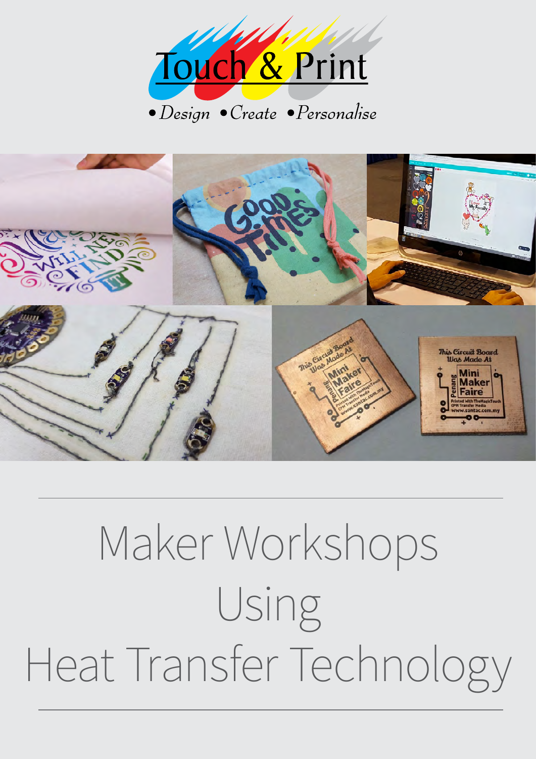Touch & Print

• Design • Create • Personalise

# Maker Workshops Using Heat Transfer Technology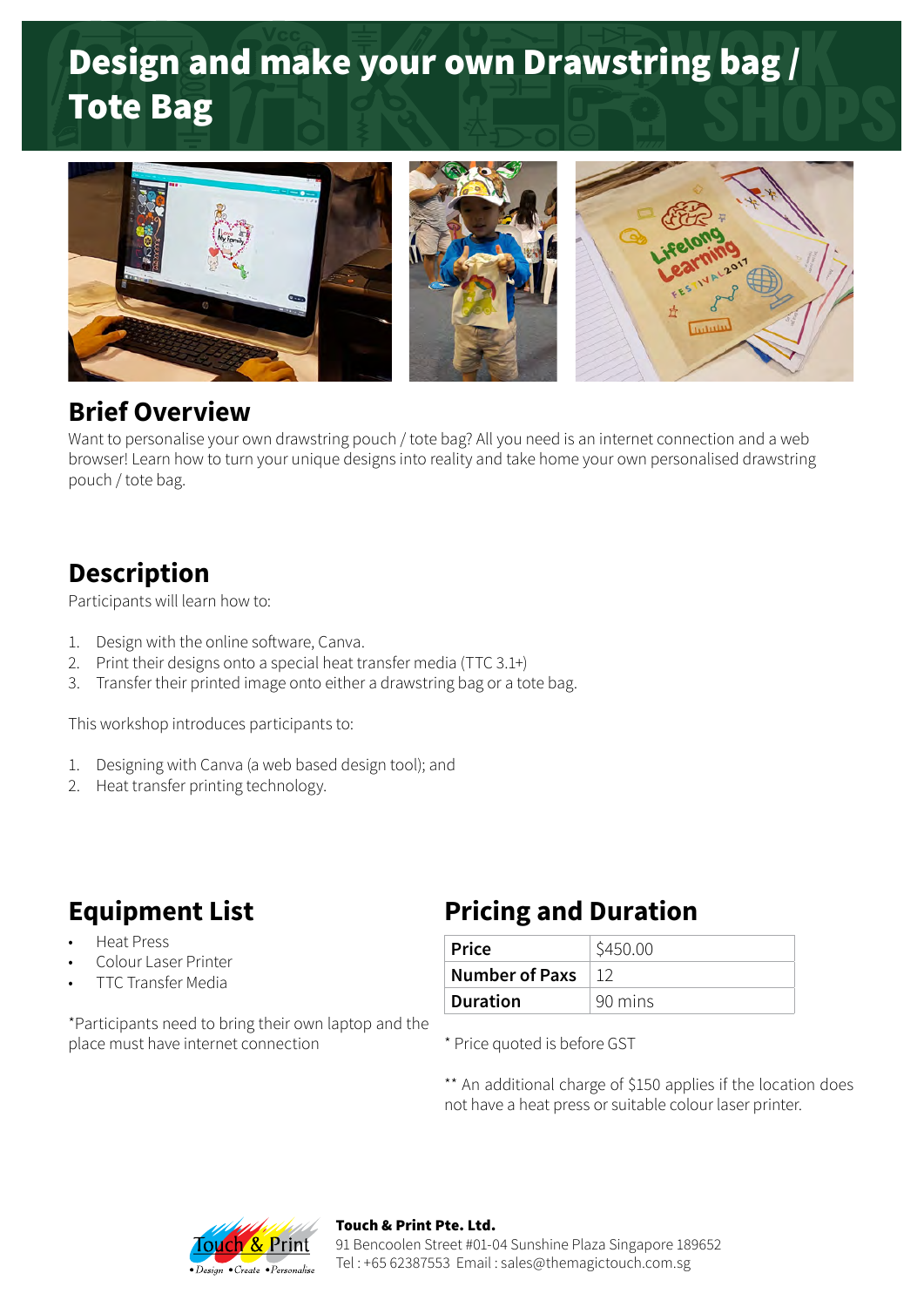# Design and make your own Drawstring bag / Tote Bag

## Brief Overview

Want to personalise your own drawstring pouch / tote bag? All you need is an internet connection and a web browser! Learn how to turn your unique designs into reality and take home your own personalised drawstring pouch / tote bag.

## Description

Participants will learn how to:

1. Design with the online software, Canva.
2. Print their designs onto a special heat transfer media (TTC 3.1+)
3. Transfer their printed image onto either a drawstring bag or a tote bag.

This workshop introduces participants to:

1. Designing with Canva (a web based design tool); and
2. Heat transfer printing technology.

## Equipment List

- Heat Press
- Colour Laser Printer
- TTC Transfer Media

*Participants need to bring their own laptop and the place must have internet connection

## Pricing and Duration

| **Price** | $450.00 |
|---|---|
| **Number of Paxs** | 12 |
| **Duration** | 90 mins |

* Price quoted is before GST

** An additional charge of $150 applies if the location does not have a heat press or suitable colour laser printer.

**Touch & Print Pte. Ltd.**
91 Bencoolen Street #01-04 Sunshine Plaza Singapore 189652
Tel : +65 62387553 Email : sales@themagictouch.com.sg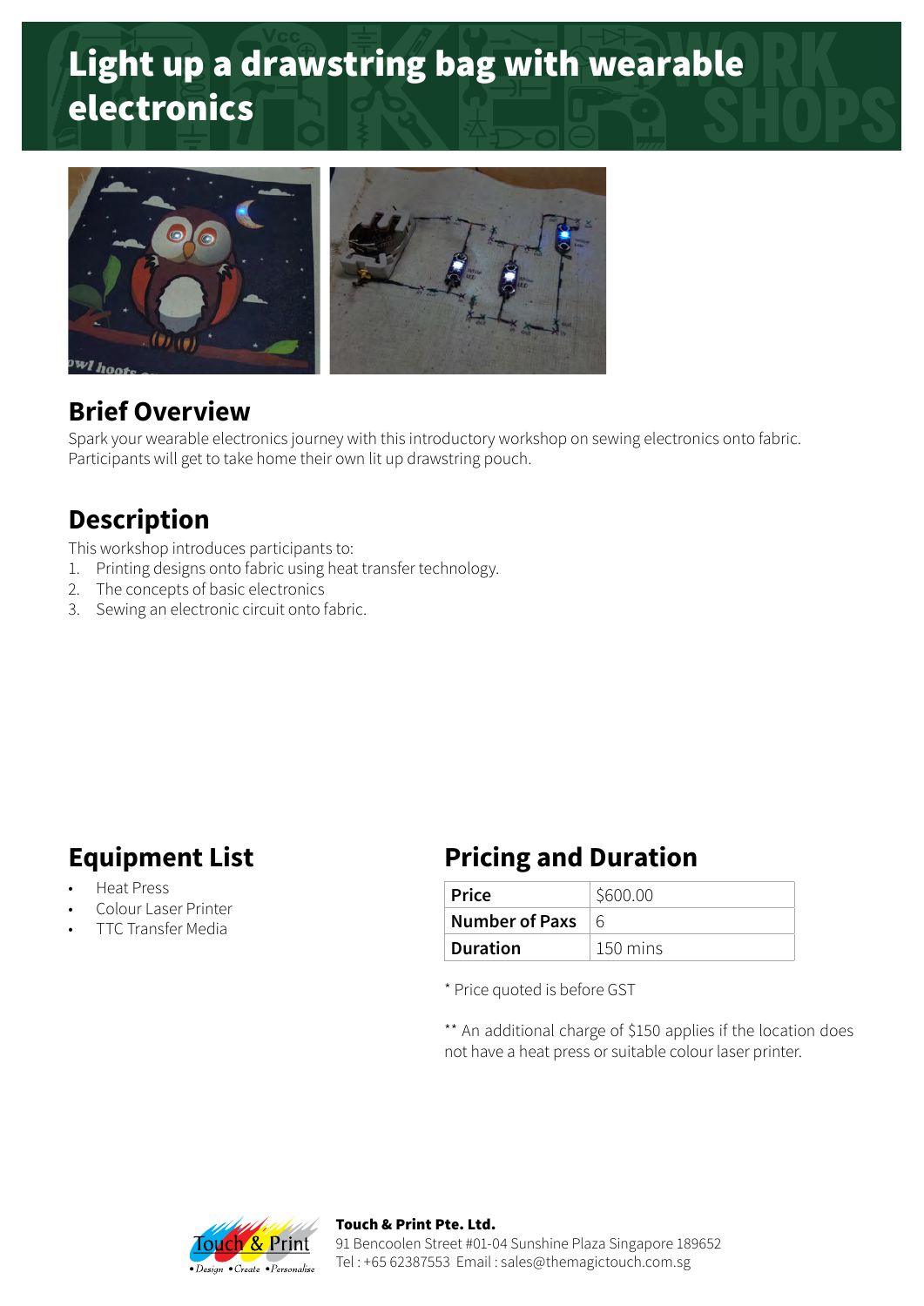# Light up a drawstring bag with wearable electronics

## Brief Overview

Spark your wearable electronics journey with this introductory workshop on sewing electronics onto fabric. Participants will get to take home their own lit up drawstring pouch.

## Description

This workshop introduces participants to:

1. Printing designs onto fabric using heat transfer technology.
2. The concepts of basic electronics
3. Sewing an electronic circuit onto fabric.

## Equipment List

- Heat Press
- Colour Laser Printer
- TTC Transfer Media

## Pricing and Duration

| | |
|---|---|
| **Price** | $600.00 |
| **Number of Paxs** | 6 |
| **Duration** | 150 mins |

\* Price quoted is before GST

** An additional charge of $150 applies if the location does not have a heat press or suitable colour laser printer.

**Touch & Print Pte. Ltd.**
91 Bencoolen Street #01-04 Sunshine Plaza Singapore 189652
Tel : +65 62387553 Email : sales@themagictouch.com.sg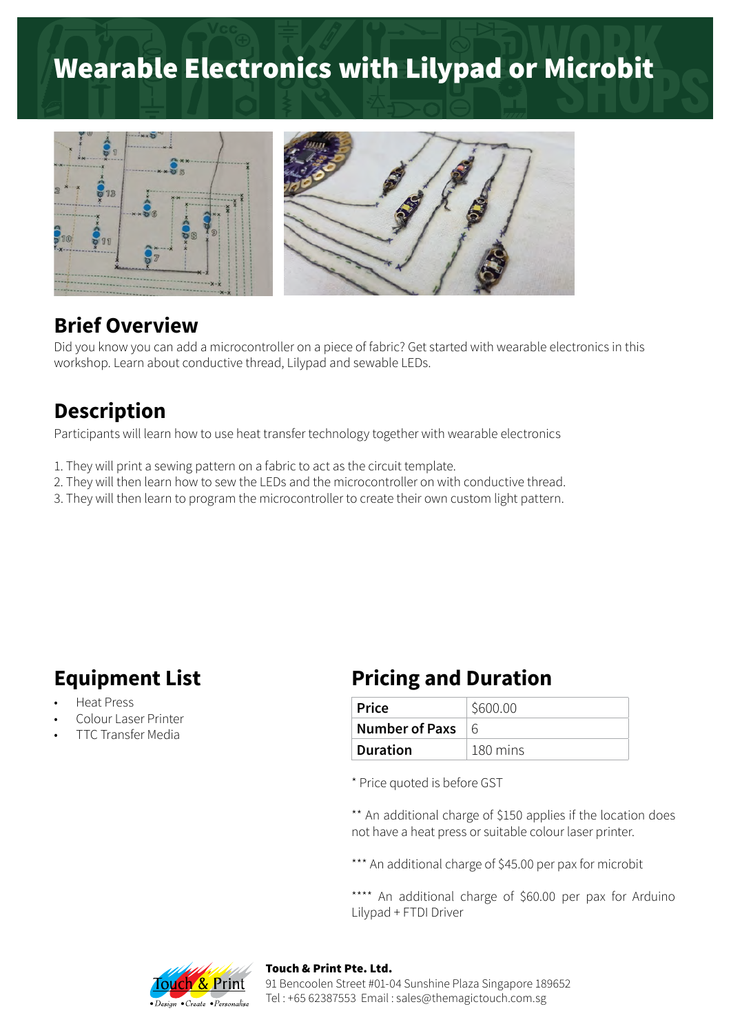# Wearable Electronics with Lilypad or Microbit

## Brief Overview

Did you know you can add a microcontroller on a piece of fabric? Get started with wearable electronics in this workshop. Learn about conductive thread, Lilypad and sewable LEDs.

## Description

Participants will learn how to use heat transfer technology together with wearable electronics

1. They will print a sewing pattern on a fabric to act as the circuit template.
2. They will then learn how to sew the LEDs and the microcontroller on with conductive thread.
3. They will then learn to program the microcontroller to create their own custom light pattern.

## Equipment List

- Heat Press
- Colour Laser Printer
- TTC Transfer Media

## Pricing and Duration

| | |
|---|---|
| **Price** | $600.00 |
| **Number of Paxs** | 6 |
| **Duration** | 180 mins |

* Price quoted is before GST

** An additional charge of $150 applies if the location does not have a heat press or suitable colour laser printer.

*** An additional charge of $45.00 per pax for microbit

**** An additional charge of $60.00 per pax for Arduino Lilypad + FTDI Driver

**Touch & Print Pte. Ltd.**
91 Bencoolen Street #01-04 Sunshine Plaza Singapore 189652
Tel : +65 62387553 Email : sales@themagictouch.com.sg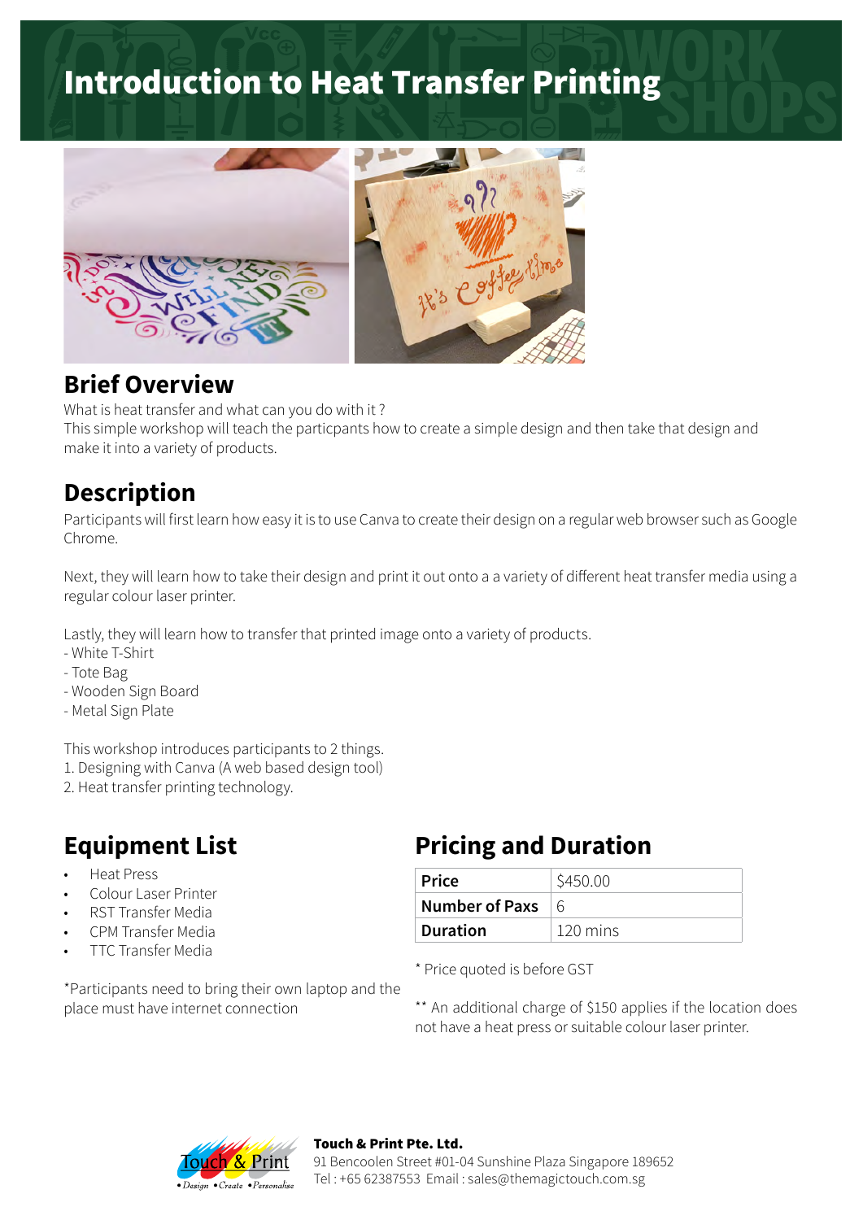# Introduction to Heat Transfer Printing

## Brief Overview

What is heat transfer and what can you do with it ?
This simple workshop will teach the particpants how to create a simple design and then take that design and make it into a variety of products.

## Description

Participants will first learn how easy it is to use Canva to create their design on a regular web browser such as Google Chrome.

Next, they will learn how to take their design and print it out onto a a variety of different heat transfer media using a regular colour laser printer.

Lastly, they will learn how to transfer that printed image onto a variety of products.
- White T-Shirt
- Tote Bag
- Wooden Sign Board
- Metal Sign Plate

This workshop introduces participants to 2 things.
1. Designing with Canva (A web based design tool)
2. Heat transfer printing technology.

## Equipment List

- Heat Press
- Colour Laser Printer
- RST Transfer Media
- CPM Transfer Media
- TTC Transfer Media

*Participants need to bring their own laptop and the place must have internet connection

## Pricing and Duration

| | |
|---|---|
| **Price** | $450.00 |
| **Number of Paxs** | 6 |
| **Duration** | 120 mins |

* Price quoted is before GST

** An additional charge of $150 applies if the location does not have a heat press or suitable colour laser printer.

**Touch & Print Pte. Ltd.**
91 Bencoolen Street #01-04 Sunshine Plaza Singapore 189652
Tel : +65 62387553 Email : sales@themagictouch.com.sg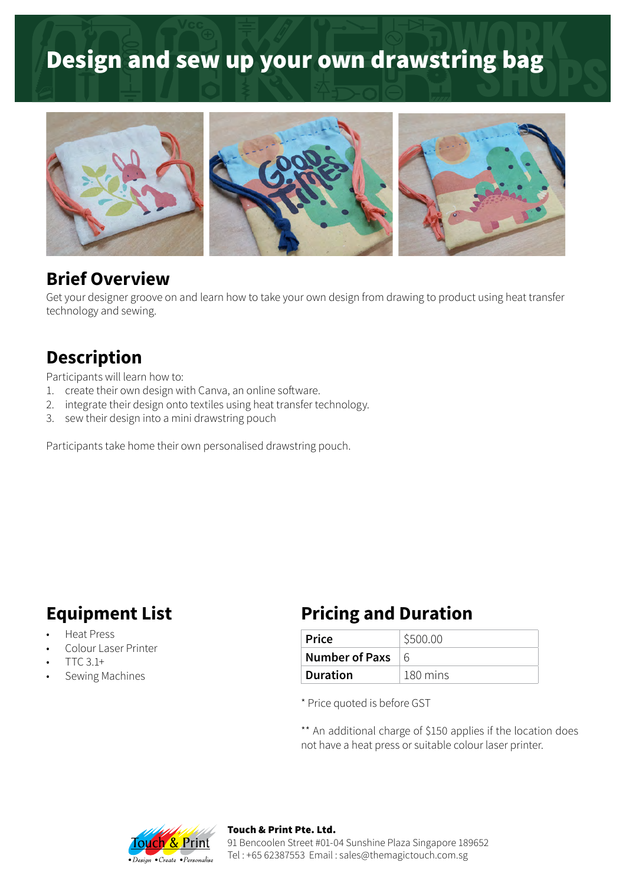# Design and sew up your own drawstring bag

## Brief Overview

Get your designer groove on and learn how to take your own design from drawing to product using heat transfer technology and sewing.

## Description

Participants will learn how to:

1. create their own design with Canva, an online software.
2. integrate their design onto textiles using heat transfer technology.
3. sew their design into a mini drawstring pouch

Participants take home their own personalised drawstring pouch.

## Equipment List

- Heat Press
- Colour Laser Printer
- TTC 3.1+
- Sewing Machines

## Pricing and Duration

| **Price** | $500.00 |
|---|---|
| **Number of Paxs** | 6 |
| **Duration** | 180 mins |

* Price quoted is before GST

** An additional charge of $150 applies if the location does not have a heat press or suitable colour laser printer.

Touch & Print
•Design •Create •Personalise

**Touch & Print Pte. Ltd.**
91 Bencoolen Street #01-04 Sunshine Plaza Singapore 189652
Tel : +65 62387553 Email : sales@themagictouch.com.sg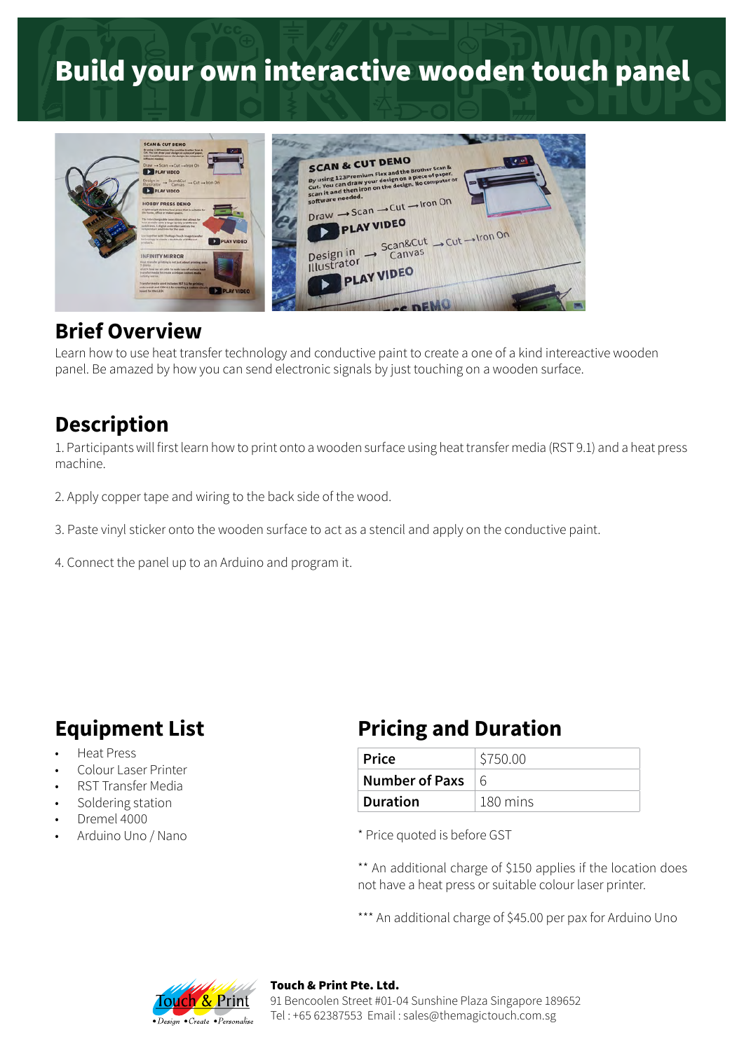# Build your own interactive wooden touch panel

## Brief Overview

Learn how to use heat transfer technology and conductive paint to create a one of a kind intereactive wooden panel. Be amazed by how you can send electronic signals by just touching on a wooden surface.

## Description

1. Participants will first learn how to print onto a wooden surface using heat transfer media (RST 9.1) and a heat press machine.

2. Apply copper tape and wiring to the back side of the wood.

3. Paste vinyl sticker onto the wooden surface to act as a stencil and apply on the conductive paint.

4. Connect the panel up to an Arduino and program it.

## Equipment List

- Heat Press
- Colour Laser Printer
- RST Transfer Media
- Soldering station
- Dremel 4000
- Arduino Uno / Nano

## Pricing and Duration

| **Price** | $750.00 |
|---|---|
| **Number of Paxs** | 6 |
| **Duration** | 180 mins |

* Price quoted is before GST

** An additional charge of $150 applies if the location does not have a heat press or suitable colour laser printer.

*** An additional charge of $45.00 per pax for Arduino Uno

**Touch & Print Pte. Ltd.**
91 Bencoolen Street #01-04 Sunshine Plaza Singapore 189652
Tel : +65 62387553 Email : sales@themagictouch.com.sg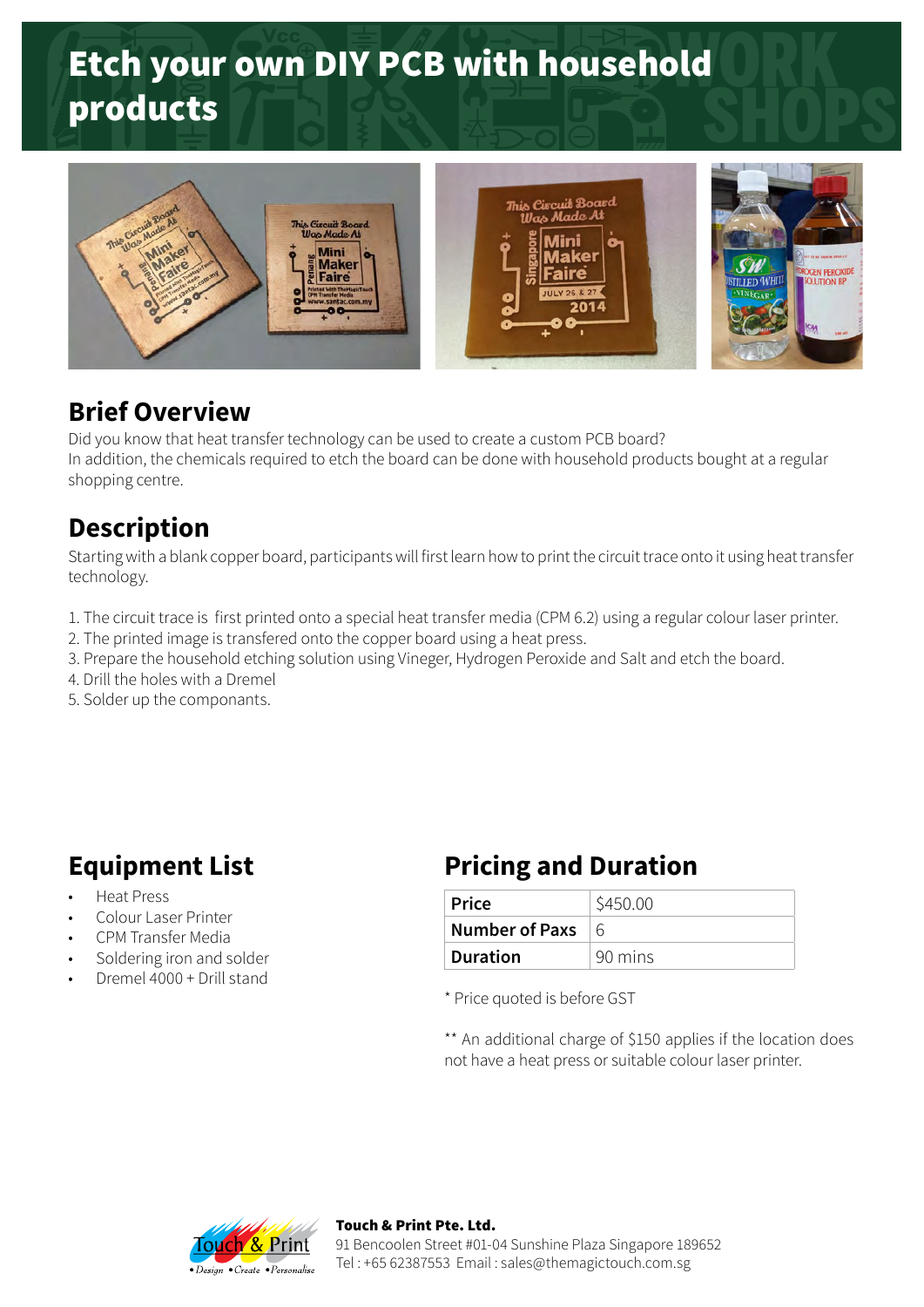# Etch your own DIY PCB with household products

## Brief Overview

Did you know that heat transfer technology can be used to create a custom PCB board?
In addition, the chemicals required to etch the board can be done with household products bought at a regular shopping centre.

## Description

Starting with a blank copper board, participants will first learn how to print the circuit trace onto it using heat transfer technology.

1. The circuit trace is first printed onto a special heat transfer media (CPM 6.2) using a regular colour laser printer.
2. The printed image is transfered onto the copper board using a heat press.
3. Prepare the household etching solution using Vineger, Hydrogen Peroxide and Salt and etch the board.
4. Drill the holes with a Dremel
5. Solder up the componants.

## Equipment List

- Heat Press
- Colour Laser Printer
- CPM Transfer Media
- Soldering iron and solder
- Dremel 4000 + Drill stand

## Pricing and Duration

| | |
|---|---|
| **Price** | $450.00 |
| **Number of Paxs** | 6 |
| **Duration** | 90 mins |

* Price quoted is before GST

** An additional charge of $150 applies if the location does not have a heat press or suitable colour laser printer.

**Touch & Print Pte. Ltd.**
91 Bencoolen Street #01-04 Sunshine Plaza Singapore 189652
Tel : +65 62387553 Email : sales@themagictouch.com.sg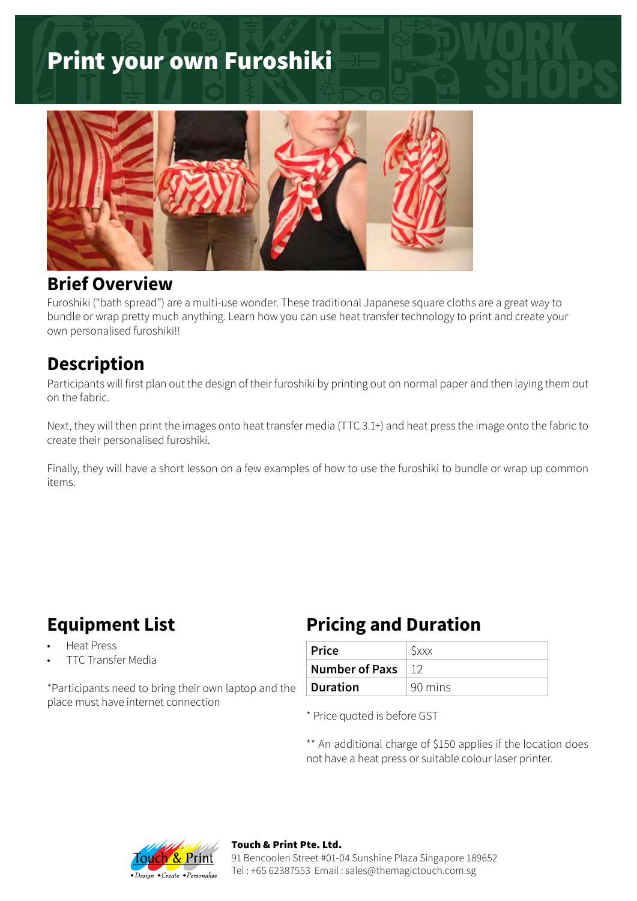# Print your own Furoshiki

## Brief Overview

Furoshiki ("bath spread") are a multi-use wonder. These traditional Japanese square cloths are a great way to bundle or wrap pretty much anything. Learn how you can use heat transfer technology to print and create your own personalised furoshiki!!

## Description

Participants will first plan out the design of their furoshiki by printing out on normal paper and then laying them out on the fabric.

Next, they will then print the images onto heat transfer media (TTC 3.1+) and heat press the image onto the fabric to create their personalised furoshiki.

Finally, they will have a short lesson on a few examples of how to use the furoshiki to bundle or wrap up common items.

## Equipment List

- Heat Press
- TTC Transfer Media

*Participants need to bring their own laptop and the place must have internet connection

## Pricing and Duration

| | |
|---|---|
| **Price** | $xxx |
| **Number of Paxs** | 12 |
| **Duration** | 90 mins |

* Price quoted is before GST

** An additional charge of $150 applies if the location does not have a heat press or suitable colour laser printer.

Touch & Print
• Design • Create • Personalise

**Touch & Print Pte. Ltd.**
91 Bencoolen Street #01-04 Sunshine Plaza Singapore 189652
Tel : +65 62387553 Email : sales@themagictouch.com.sg